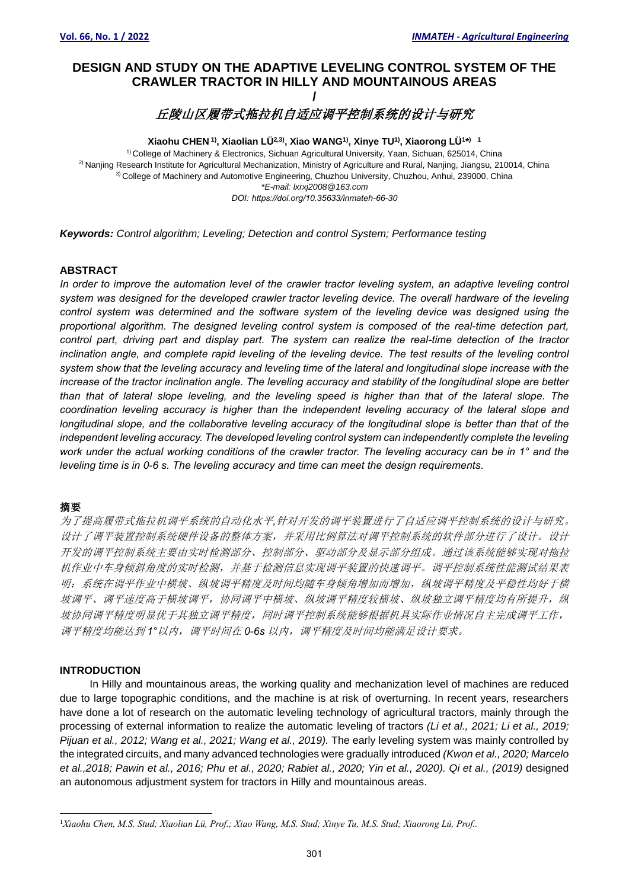# DESIGN AND STUDY ON THE ADAPTIVE LEVELING CONTROL SYSTEM OF THE CRAWLER TRACTOR IN HILLY AND MOUNTAINOUS AREAS

/

# *丘陵山区履带式拖拉机自适应调平控制系统的设计与研究*

**Xiaohu CHEN [1], Xiaolian LÜ[2,3], Xiao WANG[1], Xinye TU[1], Xiaorong LÜ[1*] [1]**

[1] College of Machinery & Electronics, Sichuan Agricultural University, Yaan, Sichuan, 625014, China

[2] Nanjing Research Institute for Agricultural Mechanization, Ministry of Agriculture and Rural, Nanjing, Jiangsu, 210014, China

[3] College of Machinery and Automotive Engineering, Chuzhou University, Chuzhou, Anhui, 239000, China

*\*E-mail: lxrxj2008@163.com*

*DOI: https://doi.org/10.35633/inmateh-66-30*

***Keywords:*** *Control algorithm; Leveling; Detection and control System; Performance testing*

## ABSTRACT

*In order to improve the automation level of the crawler tractor leveling system, an adaptive leveling control system was designed for the developed crawler tractor leveling device. The overall hardware of the leveling control system was determined and the software system of the leveling device was designed using the proportional algorithm. The designed leveling control system is composed of the real-time detection part, control part, driving part and display part. The system can realize the real-time detection of the tractor inclination angle, and complete rapid leveling of the leveling device. The test results of the leveling control system show that the leveling accuracy and leveling time of the lateral and longitudinal slope increase with the increase of the tractor inclination angle. The leveling accuracy and stability of the longitudinal slope are better than that of lateral slope leveling, and the leveling speed is higher than that of the lateral slope. The coordination leveling accuracy is higher than the independent leveling accuracy of the lateral slope and longitudinal slope, and the collaborative leveling accuracy of the longitudinal slope is better than that of the independent leveling accuracy. The developed leveling control system can independently complete the leveling work under the actual working conditions of the crawler tractor. The leveling accuracy can be in 1° and the leveling time is in 0-6 s. The leveling accuracy and time can meet the design requirements.*

## 摘要

*为了提高履带式拖拉机调平系统的自动化水平,针对开发的调平装置进行了自适应调平控制系统的设计与研究。设计了调平装置控制系统硬件设备的整体方案，并采用比例算法对调平控制系统的软件部分进行了设计。设计开发的调平控制系统主要由实时检测部分、控制部分、驱动部分及显示部分组成。通过该系统能够实现对拖拉机作业中车身倾斜角度的实时检测，并基于检测信息实现调平装置的快速调平。调平控制系统性能测试结果表明：系统在调平作业中横坡、纵坡调平精度及时间均随车身倾角增加而增加，纵坡调平精度及平稳性均好于横坡调平、调平速度高于横坡调平，协同调平中横坡、纵坡调平精度较横坡、纵坡独立调平精度均有所提升，纵坡协同调平精度明显优于其独立调平精度，同时调平控制系统能够根据机具实际作业情况自主完成调平工作，调平精度均能达到 1°以内，调平时间在 0-6s 以内，调平精度及时间均能满足设计要求。*

## INTRODUCTION

In Hilly and mountainous areas, the working quality and mechanization level of machines are reduced due to large topographic conditions, and the machine is at risk of overturning. In recent years, researchers have done a lot of research on the automatic leveling technology of agricultural tractors, mainly through the processing of external information to realize the automatic leveling of tractors *(Li et al., 2021; Li et al., 2019; Pijuan et al., 2012; Wang et al., 2021; Wang et al., 2019)*. The early leveling system was mainly controlled by the integrated circuits, and many advanced technologies were gradually introduced *(Kwon et al., 2020; Marcelo et al.,2018; Pawin et al., 2016; Phu et al., 2020; Rabiet al., 2020; Yin et al., 2020). Qi et al., (2019)* designed an autonomous adjustment system for tractors in Hilly and mountainous areas.

---

[1] *Xiaohu Chen, M.S. Stud; Xiaolian Lü, Prof.; Xiao Wang, M.S. Stud; Xinye Tu, M.S. Stud; Xiaorong Lü, Prof..*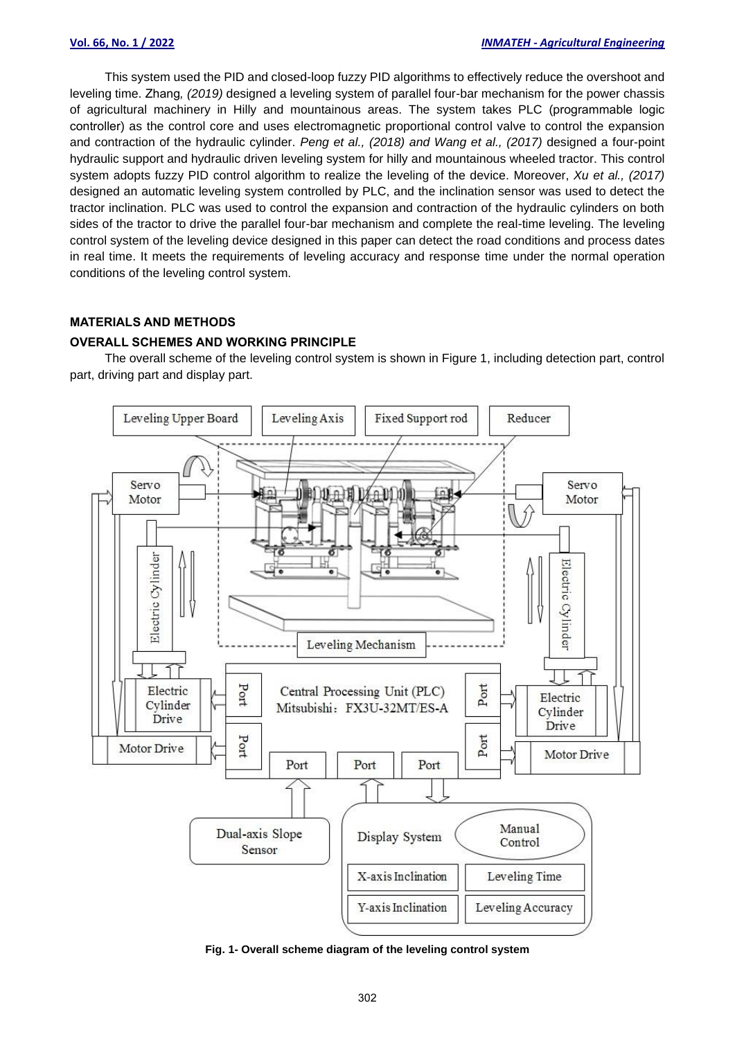This system used the PID and closed-loop fuzzy PID algorithms to effectively reduce the overshoot and leveling time. Zhang*, (2019)* designed a leveling system of parallel four-bar mechanism for the power chassis of agricultural machinery in Hilly and mountainous areas. The system takes PLC (programmable logic controller) as the control core and uses electromagnetic proportional control valve to control the expansion and contraction of the hydraulic cylinder. *Peng et al., (2018) and Wang et al., (2017)* designed a four-point hydraulic support and hydraulic driven leveling system for hilly and mountainous wheeled tractor. This control system adopts fuzzy PID control algorithm to realize the leveling of the device. Moreover, *Xu et al., (2017)* designed an automatic leveling system controlled by PLC, and the inclination sensor was used to detect the tractor inclination. PLC was used to control the expansion and contraction of the hydraulic cylinders on both sides of the tractor to drive the parallel four-bar mechanism and complete the real-time leveling. The leveling control system of the leveling device designed in this paper can detect the road conditions and process dates in real time. It meets the requirements of leveling accuracy and response time under the normal operation conditions of the leveling control system.

## MATERIALS AND METHODS

### OVERALL SCHEMES AND WORKING PRINCIPLE

The overall scheme of the leveling control system is shown in Figure 1, including detection part, control part, driving part and display part.

**Fig. 1- Overall scheme diagram of the leveling control system**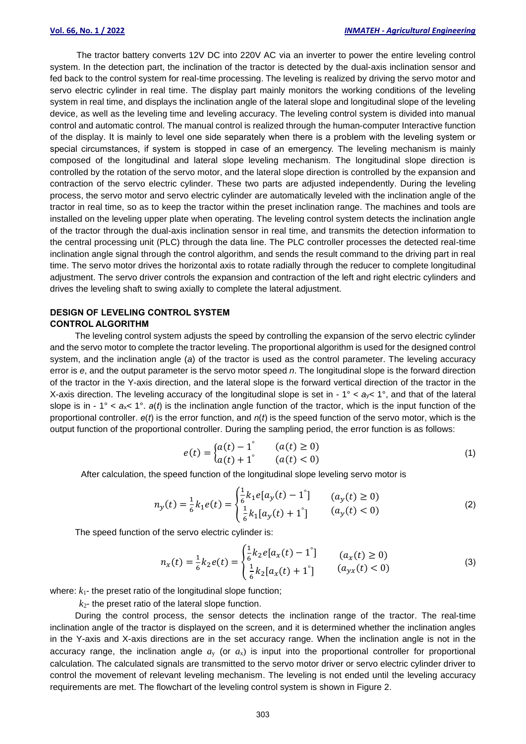The tractor battery converts 12V DC into 220V AC via an inverter to power the entire leveling control system. In the detection part, the inclination of the tractor is detected by the dual-axis inclination sensor and fed back to the control system for real-time processing. The leveling is realized by driving the servo motor and servo electric cylinder in real time. The display part mainly monitors the working conditions of the leveling system in real time, and displays the inclination angle of the lateral slope and longitudinal slope of the leveling device, as well as the leveling time and leveling accuracy. The leveling control system is divided into manual control and automatic control. The manual control is realized through the human-computer Interactive function of the display. It is mainly to level one side separately when there is a problem with the leveling system or special circumstances, if system is stopped in case of an emergency. The leveling mechanism is mainly composed of the longitudinal and lateral slope leveling mechanism. The longitudinal slope direction is controlled by the rotation of the servo motor, and the lateral slope direction is controlled by the expansion and contraction of the servo electric cylinder. These two parts are adjusted independently. During the leveling process, the servo motor and servo electric cylinder are automatically leveled with the inclination angle of the tractor in real time, so as to keep the tractor within the preset inclination range. The machines and tools are installed on the leveling upper plate when operating. The leveling control system detects the inclination angle of the tractor through the dual-axis inclination sensor in real time, and transmits the detection information to the central processing unit (PLC) through the data line. The PLC controller processes the detected real-time inclination angle signal through the control algorithm, and sends the result command to the driving part in real time. The servo motor drives the horizontal axis to rotate radially through the reducer to complete longitudinal adjustment. The servo driver controls the expansion and contraction of the left and right electric cylinders and drives the leveling shaft to swing axially to complete the lateral adjustment.

## DESIGN OF LEVELING CONTROL SYSTEM

### CONTROL ALGORITHM

The leveling control system adjusts the speed by controlling the expansion of the servo electric cylinder and the servo motor to complete the tractor leveling. The proportional algorithm is used for the designed control system, and the inclination angle ($a$) of the tractor is used as the control parameter. The leveling accuracy error is $e$, and the output parameter is the servo motor speed $n$. The longitudinal slope is the forward direction of the tractor in the Y-axis direction, and the lateral slope is the forward vertical direction of the tractor in the X-axis direction. The leveling accuracy of the longitudinal slope is set in $-1° < a_y < 1°$, and that of the lateral slope is in $-1° < a_x < 1°$. $a(t)$ is the inclination angle function of the tractor, which is the input function of the proportional controller. $e(t)$ is the error function, and $n(t)$ is the speed function of the servo motor, which is the output function of the proportional controller. During the sampling period, the error function is as follows:

$$e(t) = \begin{cases} a(t) - 1^{\circ} & (a(t) \geq 0) \\ a(t) + 1^{\circ} & (a(t) < 0) \end{cases} \tag{1}$$

After calculation, the speed function of the longitudinal slope leveling servo motor is

$$n_y(t) = \frac{1}{6}k_1 e(t) = \begin{cases} \frac{1}{6}k_1 e[a_y(t) - 1^{\circ}] & (a_y(t) \geq 0) \\ \frac{1}{6}k_1 [a_y(t) + 1^{\circ}] & (a_y(t) < 0) \end{cases} \tag{2}$$

The speed function of the servo electric cylinder is:

$$n_x(t) = \frac{1}{6}k_2 e(t) = \begin{cases} \frac{1}{6}k_2 e[a_x(t) - 1^{\circ}] & (a_x(t) \geq 0) \\ \frac{1}{6}k_2 [a_x(t) + 1^{\circ}] & (a_{yx}(t) < 0) \end{cases} \tag{3}$$

where: $k_1$- the preset ratio of the longitudinal slope function;

$k_2$- the preset ratio of the lateral slope function.

During the control process, the sensor detects the inclination range of the tractor. The real-time inclination angle of the tractor is displayed on the screen, and it is determined whether the inclination angles in the Y-axis and X-axis directions are in the set accuracy range. When the inclination angle is not in the accuracy range, the inclination angle $a_y$ (or $a_x$) is input into the proportional controller for proportional calculation. The calculated signals are transmitted to the servo motor driver or servo electric cylinder driver to control the movement of relevant leveling mechanism. The leveling is not ended until the leveling accuracy requirements are met. The flowchart of the leveling control system is shown in Figure 2.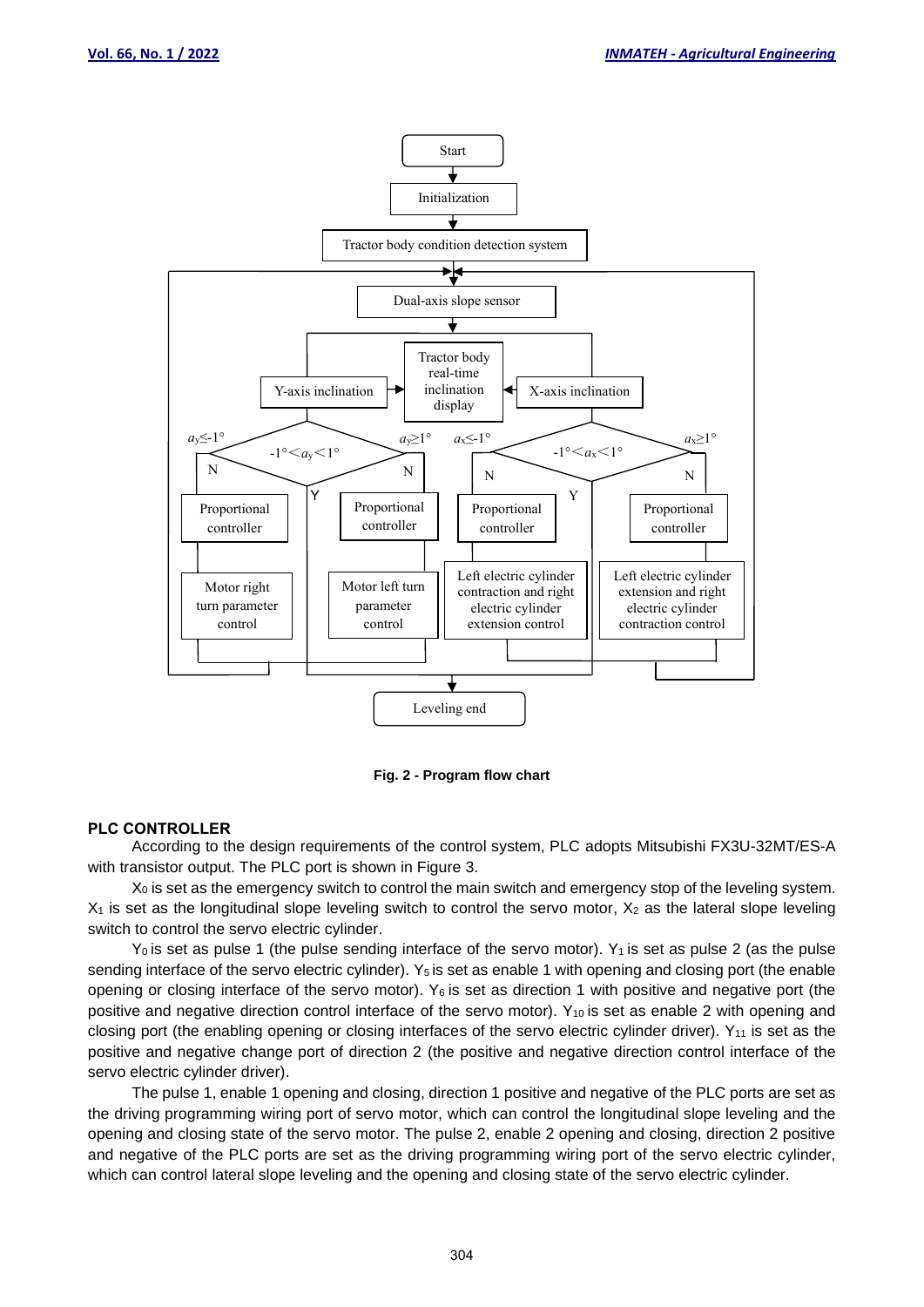Fig. 2 - Program flow chart

## PLC CONTROLLER

According to the design requirements of the control system, PLC adopts Mitsubishi FX3U-32MT/ES-A with transistor output. The PLC port is shown in Figure 3.

$X_0$ is set as the emergency switch to control the main switch and emergency stop of the leveling system. $X_1$ is set as the longitudinal slope leveling switch to control the servo motor, $X_2$ as the lateral slope leveling switch to control the servo electric cylinder.

$Y_0$ is set as pulse 1 (the pulse sending interface of the servo motor). $Y_1$ is set as pulse 2 (as the pulse sending interface of the servo electric cylinder). $Y_5$ is set as enable 1 with opening and closing port (the enable opening or closing interface of the servo motor). $Y_6$ is set as direction 1 with positive and negative port (the positive and negative direction control interface of the servo motor). $Y_{10}$ is set as enable 2 with opening and closing port (the enabling opening or closing interfaces of the servo electric cylinder driver). $Y_{11}$ is set as the positive and negative change port of direction 2 (the positive and negative direction control interface of the servo electric cylinder driver).

The pulse 1, enable 1 opening and closing, direction 1 positive and negative of the PLC ports are set as the driving programming wiring port of servo motor, which can control the longitudinal slope leveling and the opening and closing state of the servo motor. The pulse 2, enable 2 opening and closing, direction 2 positive and negative of the PLC ports are set as the driving programming wiring port of the servo electric cylinder, which can control lateral slope leveling and the opening and closing state of the servo electric cylinder.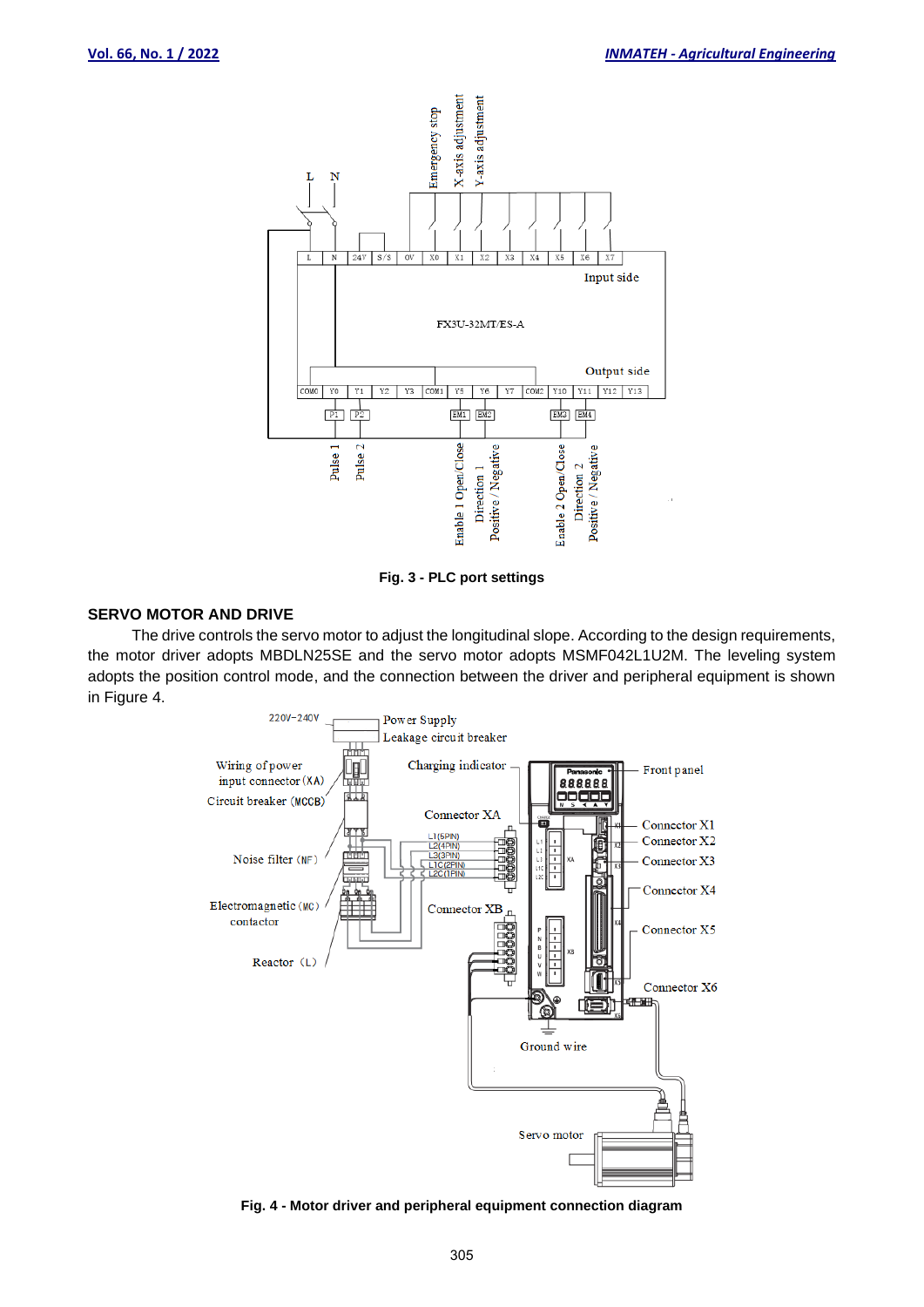Fig. 3 - PLC port settings

## SERVO MOTOR AND DRIVE

The drive controls the servo motor to adjust the longitudinal slope. According to the design requirements, the motor driver adopts MBDLN25SE and the servo motor adopts MSMF042L1U2M. The leveling system adopts the position control mode, and the connection between the driver and peripheral equipment is shown in Figure 4.

Fig. 4 - Motor driver and peripheral equipment connection diagram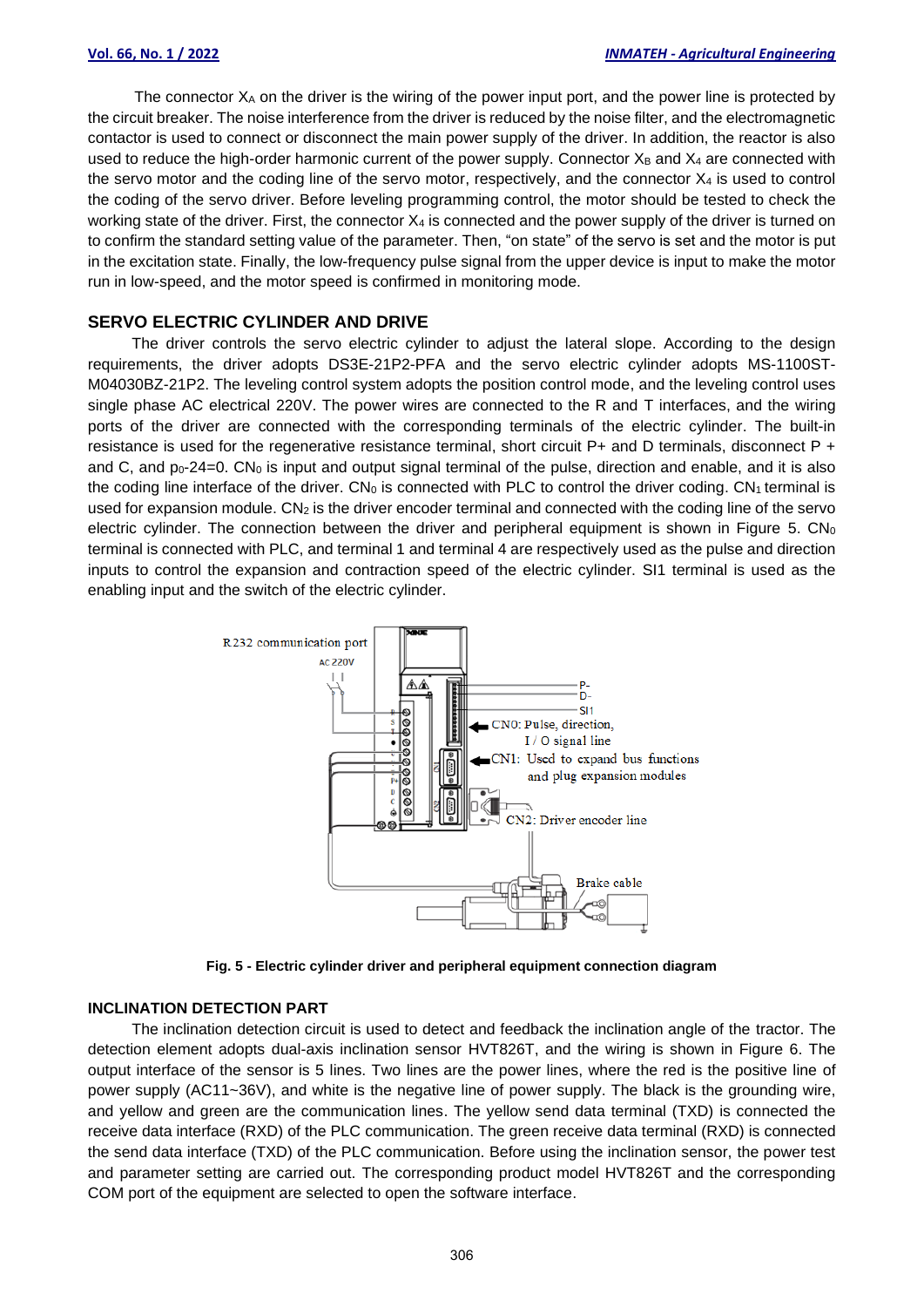The connector $X_A$ on the driver is the wiring of the power input port, and the power line is protected by the circuit breaker. The noise interference from the driver is reduced by the noise filter, and the electromagnetic contactor is used to connect or disconnect the main power supply of the driver. In addition, the reactor is also used to reduce the high-order harmonic current of the power supply. Connector $X_B$ and $X_4$ are connected with the servo motor and the coding line of the servo motor, respectively, and the connector $X_4$ is used to control the coding of the servo driver. Before leveling programming control, the motor should be tested to check the working state of the driver. First, the connector $X_4$ is connected and the power supply of the driver is turned on to confirm the standard setting value of the parameter. Then, "on state" of the servo is set and the motor is put in the excitation state. Finally, the low-frequency pulse signal from the upper device is input to make the motor run in low-speed, and the motor speed is confirmed in monitoring mode.

## SERVO ELECTRIC CYLINDER AND DRIVE

The driver controls the servo electric cylinder to adjust the lateral slope. According to the design requirements, the driver adopts DS3E-21P2-PFA and the servo electric cylinder adopts MS-1100ST-M04030BZ-21P2. The leveling control system adopts the position control mode, and the leveling control uses single phase AC electrical 220V. The power wires are connected to the R and T interfaces, and the wiring ports of the driver are connected with the corresponding terminals of the electric cylinder. The built-in resistance is used for the regenerative resistance terminal, short circuit P+ and D terminals, disconnect P + and C, and $p_0$-24=0. $CN_0$ is input and output signal terminal of the pulse, direction and enable, and it is also the coding line interface of the driver. $CN_0$ is connected with PLC to control the driver coding. $CN_1$ terminal is used for expansion module. $CN_2$ is the driver encoder terminal and connected with the coding line of the servo electric cylinder. The connection between the driver and peripheral equipment is shown in Figure 5. $CN_0$ terminal is connected with PLC, and terminal 1 and terminal 4 are respectively used as the pulse and direction inputs to control the expansion and contraction speed of the electric cylinder. SI1 terminal is used as the enabling input and the switch of the electric cylinder.

**Fig. 5 - Electric cylinder driver and peripheral equipment connection diagram**

## INCLINATION DETECTION PART

The inclination detection circuit is used to detect and feedback the inclination angle of the tractor. The detection element adopts dual-axis inclination sensor HVT826T, and the wiring is shown in Figure 6. The output interface of the sensor is 5 lines. Two lines are the power lines, where the red is the positive line of power supply (AC11~36V), and white is the negative line of power supply. The black is the grounding wire, and yellow and green are the communication lines. The yellow send data terminal (TXD) is connected the receive data interface (RXD) of the PLC communication. The green receive data terminal (RXD) is connected the send data interface (TXD) of the PLC communication. Before using the inclination sensor, the power test and parameter setting are carried out. The corresponding product model HVT826T and the corresponding COM port of the equipment are selected to open the software interface.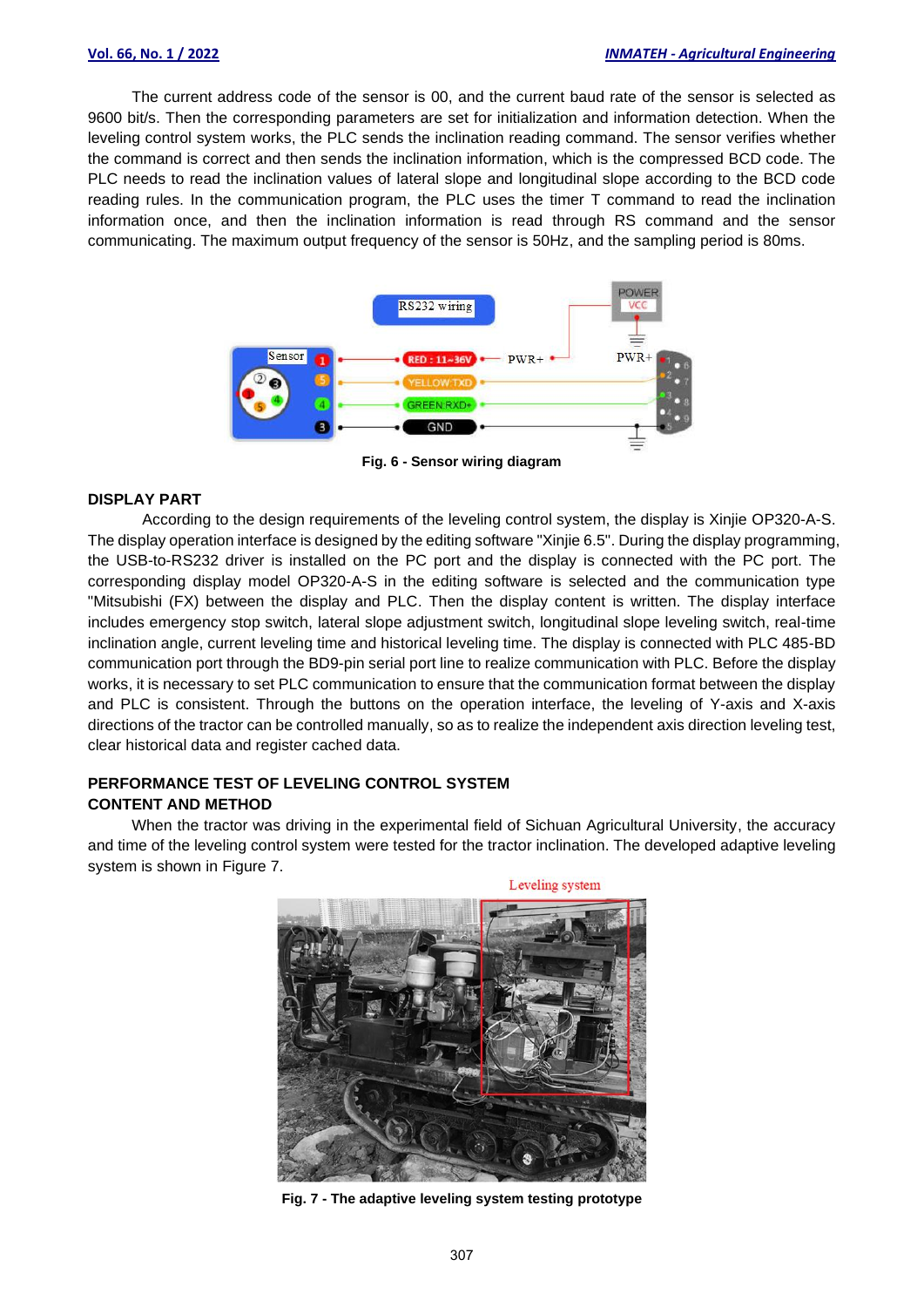The current address code of the sensor is 00, and the current baud rate of the sensor is selected as 9600 bit/s. Then the corresponding parameters are set for initialization and information detection. When the leveling control system works, the PLC sends the inclination reading command. The sensor verifies whether the command is correct and then sends the inclination information, which is the compressed BCD code. The PLC needs to read the inclination values of lateral slope and longitudinal slope according to the BCD code reading rules. In the communication program, the PLC uses the timer T command to read the inclination information once, and then the inclination information is read through RS command and the sensor communicating. The maximum output frequency of the sensor is 50Hz, and the sampling period is 80ms.

**Fig. 6 - Sensor wiring diagram**

## DISPLAY PART

According to the design requirements of the leveling control system, the display is Xinjie OP320-A-S. The display operation interface is designed by the editing software "Xinjie 6.5". During the display programming, the USB-to-RS232 driver is installed on the PC port and the display is connected with the PC port. The corresponding display model OP320-A-S in the editing software is selected and the communication type "Mitsubishi (FX) between the display and PLC. Then the display content is written. The display interface includes emergency stop switch, lateral slope adjustment switch, longitudinal slope leveling switch, real-time inclination angle, current leveling time and historical leveling time. The display is connected with PLC 485-BD communication port through the BD9-pin serial port line to realize communication with PLC. Before the display works, it is necessary to set PLC communication to ensure that the communication format between the display and PLC is consistent. Through the buttons on the operation interface, the leveling of Y-axis and X-axis directions of the tractor can be controlled manually, so as to realize the independent axis direction leveling test, clear historical data and register cached data.

## PERFORMANCE TEST OF LEVELING CONTROL SYSTEM

### CONTENT AND METHOD

When the tractor was driving in the experimental field of Sichuan Agricultural University, the accuracy and time of the leveling control system were tested for the tractor inclination. The developed adaptive leveling system is shown in Figure 7.

**Fig. 7 - The adaptive leveling system testing prototype**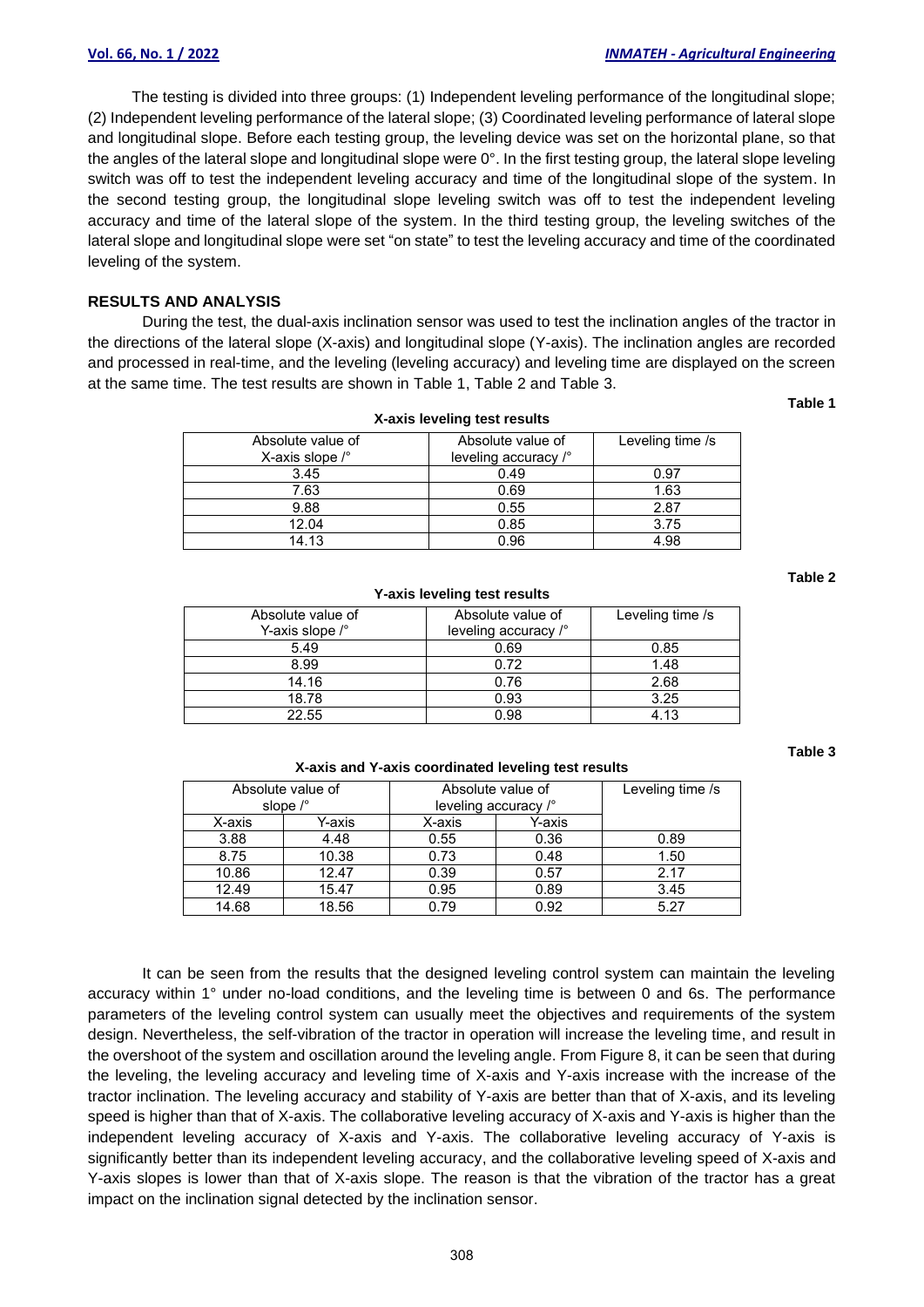The testing is divided into three groups: (1) Independent leveling performance of the longitudinal slope; (2) Independent leveling performance of the lateral slope; (3) Coordinated leveling performance of lateral slope and longitudinal slope. Before each testing group, the leveling device was set on the horizontal plane, so that the angles of the lateral slope and longitudinal slope were 0°. In the first testing group, the lateral slope leveling switch was off to test the independent leveling accuracy and time of the longitudinal slope of the system. In the second testing group, the longitudinal slope leveling switch was off to test the independent leveling accuracy and time of the lateral slope of the system. In the third testing group, the leveling switches of the lateral slope and longitudinal slope were set "on state" to test the leveling accuracy and time of the coordinated leveling of the system.

## RESULTS AND ANALYSIS

During the test, the dual-axis inclination sensor was used to test the inclination angles of the tractor in the directions of the lateral slope (X-axis) and longitudinal slope (Y-axis). The inclination angles are recorded and processed in real-time, and the leveling (leveling accuracy) and leveling time are displayed on the screen at the same time. The test results are shown in Table 1, Table 2 and Table 3.

**Table 1**

**X-axis leveling test results**

| Absolute value of X-axis slope /° | Absolute value of leveling accuracy /° | Leveling time /s |
|---|---|---|
| 3.45 | 0.49 | 0.97 |
| 7.63 | 0.69 | 1.63 |
| 9.88 | 0.55 | 2.87 |
| 12.04 | 0.85 | 3.75 |
| 14.13 | 0.96 | 4.98 |

**Table 2**

**Y-axis leveling test results**

| Absolute value of Y-axis slope /° | Absolute value of leveling accuracy /° | Leveling time /s |
|---|---|---|
| 5.49 | 0.69 | 0.85 |
| 8.99 | 0.72 | 1.48 |
| 14.16 | 0.76 | 2.68 |
| 18.78 | 0.93 | 3.25 |
| 22.55 | 0.98 | 4.13 |

**Table 3**

**X-axis and Y-axis coordinated leveling test results**

| Absolute value of slope /° | | Absolute value of leveling accuracy /° | | Leveling time /s |
|---|---|---|---|---|
| X-axis | Y-axis | X-axis | Y-axis | |
| 3.88 | 4.48 | 0.55 | 0.36 | 0.89 |
| 8.75 | 10.38 | 0.73 | 0.48 | 1.50 |
| 10.86 | 12.47 | 0.39 | 0.57 | 2.17 |
| 12.49 | 15.47 | 0.95 | 0.89 | 3.45 |
| 14.68 | 18.56 | 0.79 | 0.92 | 5.27 |

It can be seen from the results that the designed leveling control system can maintain the leveling accuracy within 1° under no-load conditions, and the leveling time is between 0 and 6s. The performance parameters of the leveling control system can usually meet the objectives and requirements of the system design. Nevertheless, the self-vibration of the tractor in operation will increase the leveling time, and result in the overshoot of the system and oscillation around the leveling angle. From Figure 8, it can be seen that during the leveling, the leveling accuracy and leveling time of X-axis and Y-axis increase with the increase of the tractor inclination. The leveling accuracy and stability of Y-axis are better than that of X-axis, and its leveling speed is higher than that of X-axis. The collaborative leveling accuracy of X-axis and Y-axis is higher than the independent leveling accuracy of X-axis and Y-axis. The collaborative leveling accuracy of Y-axis is significantly better than its independent leveling accuracy, and the collaborative leveling speed of X-axis and Y-axis slopes is lower than that of X-axis slope. The reason is that the vibration of the tractor has a great impact on the inclination signal detected by the inclination sensor.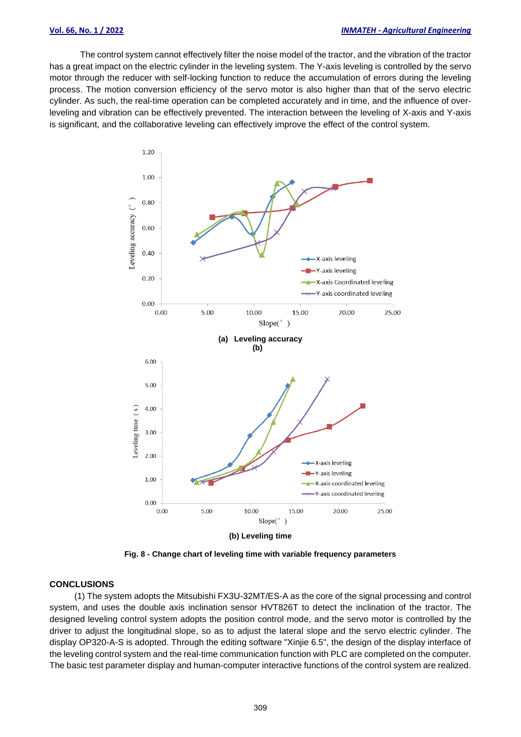The control system cannot effectively filter the noise model of the tractor, and the vibration of the tractor has a great impact on the electric cylinder in the leveling system. The Y-axis leveling is controlled by the servo motor through the reducer with self-locking function to reduce the accumulation of errors during the leveling process. The motion conversion efficiency of the servo motor is also higher than that of the servo electric cylinder. As such, the real-time operation can be completed accurately and in time, and the influence of over-leveling and vibration can be effectively prevented. The interaction between the leveling of X-axis and Y-axis is significant, and the collaborative leveling can effectively improve the effect of the control system.

**(a) Leveling accuracy**

**(b) Leveling time**

**Fig. 8 - Change chart of leveling time with variable frequency parameters**

## CONCLUSIONS

(1) The system adopts the Mitsubishi FX3U-32MT/ES-A as the core of the signal processing and control system, and uses the double axis inclination sensor HVT826T to detect the inclination of the tractor. The designed leveling control system adopts the position control mode, and the servo motor is controlled by the driver to adjust the longitudinal slope, so as to adjust the lateral slope and the servo electric cylinder. The display OP320-A-S is adopted. Through the editing software "Xinjie 6.5", the design of the display interface of the leveling control system and the real-time communication function with PLC are completed on the computer. The basic test parameter display and human-computer interactive functions of the control system are realized.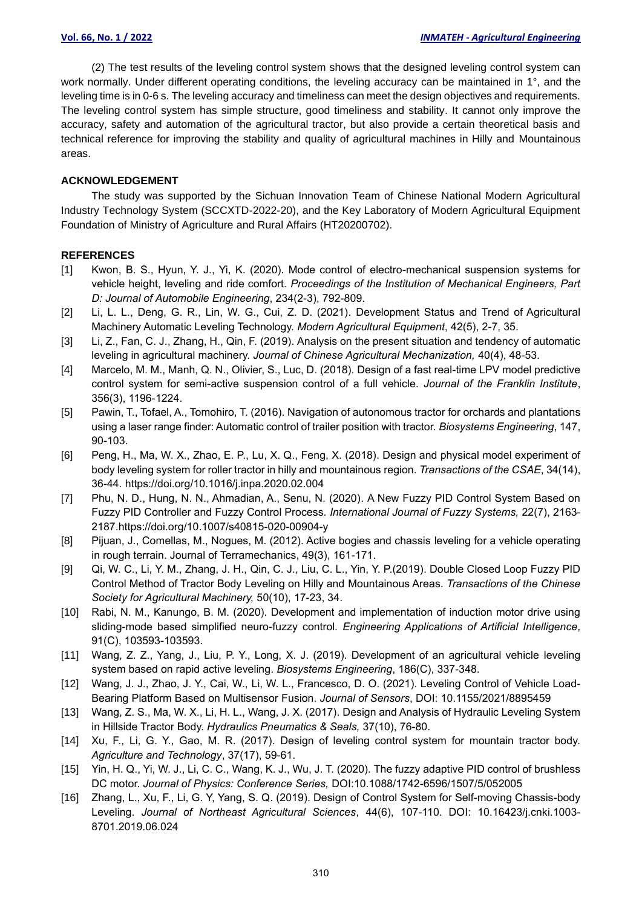(2) The test results of the leveling control system shows that the designed leveling control system can work normally. Under different operating conditions, the leveling accuracy can be maintained in 1°, and the leveling time is in 0-6 s. The leveling accuracy and timeliness can meet the design objectives and requirements. The leveling control system has simple structure, good timeliness and stability. It cannot only improve the accuracy, safety and automation of the agricultural tractor, but also provide a certain theoretical basis and technical reference for improving the stability and quality of agricultural machines in Hilly and Mountainous areas.

## ACKNOWLEDGEMENT

The study was supported by the Sichuan Innovation Team of Chinese National Modern Agricultural Industry Technology System (SCCXTD-2022-20), and the Key Laboratory of Modern Agricultural Equipment Foundation of Ministry of Agriculture and Rural Affairs (HT20200702).

## REFERENCES

[1] Kwon, B. S., Hyun, Y. J., Yi, K. (2020). Mode control of electro-mechanical suspension systems for vehicle height, leveling and ride comfort. *Proceedings of the Institution of Mechanical Engineers, Part D: Journal of Automobile Engineering*, 234(2-3), 792-809.

[2] Li, L. L., Deng, G. R., Lin, W. G., Cui, Z. D. (2021). Development Status and Trend of Agricultural Machinery Automatic Leveling Technology. *Modern Agricultural Equipment*, 42(5), 2-7, 35.

[3] Li, Z., Fan, C. J., Zhang, H., Qin, F. (2019). Analysis on the present situation and tendency of automatic leveling in agricultural machinery. *Journal of Chinese Agricultural Mechanization,* 40(4), 48-53.

[4] Marcelo, M. M., Manh, Q. N., Olivier, S., Luc, D. (2018). Design of a fast real-time LPV model predictive control system for semi-active suspension control of a full vehicle. *Journal of the Franklin Institute*, 356(3), 1196-1224.

[5] Pawin, T., Tofael, A., Tomohiro, T. (2016). Navigation of autonomous tractor for orchards and plantations using a laser range finder: Automatic control of trailer position with tractor. *Biosystems Engineering*, 147, 90-103.

[6] Peng, H., Ma, W. X., Zhao, E. P., Lu, X. Q., Feng, X. (2018). Design and physical model experiment of body leveling system for roller tractor in hilly and mountainous region. *Transactions of the CSAE*, 34(14), 36-44. https://doi.org/10.1016/j.inpa.2020.02.004

[7] Phu, N. D., Hung, N. N., Ahmadian, A., Senu, N. (2020). A New Fuzzy PID Control System Based on Fuzzy PID Controller and Fuzzy Control Process. *International Journal of Fuzzy Systems,* 22(7), 2163-2187.https://doi.org/10.1007/s40815-020-00904-y

[8] Pijuan, J., Comellas, M., Nogues, M. (2012). Active bogies and chassis leveling for a vehicle operating in rough terrain. Journal of Terramechanics, 49(3), 161-171.

[9] Qi, W. C., Li, Y. M., Zhang, J. H., Qin, C. J., Liu, C. L., Yin, Y. P.(2019). Double Closed Loop Fuzzy PID Control Method of Tractor Body Leveling on Hilly and Mountainous Areas. *Transactions of the Chinese Society for Agricultural Machinery,* 50(10), 17-23, 34.

[10] Rabi, N. M., Kanungo, B. M. (2020). Development and implementation of induction motor drive using sliding-mode based simplified neuro-fuzzy control. *Engineering Applications of Artificial Intelligence,* 91(C), 103593-103593.

[11] Wang, Z. Z., Yang, J., Liu, P. Y., Long, X. J. (2019). Development of an agricultural vehicle leveling system based on rapid active leveling. *Biosystems Engineering*, 186(C), 337-348.

[12] Wang, J. J., Zhao, J. Y., Cai, W., Li, W. L., Francesco, D. O. (2021). Leveling Control of Vehicle Load-Bearing Platform Based on Multisensor Fusion. *Journal of Sensors*, DOI: 10.1155/2021/8895459

[13] Wang, Z. S., Ma, W. X., Li, H. L., Wang, J. X. (2017). Design and Analysis of Hydraulic Leveling System in Hillside Tractor Body. *Hydraulics Pneumatics & Seals,* 37(10), 76-80.

[14] Xu, F., Li, G. Y., Gao, M. R. (2017). Design of leveling control system for mountain tractor body. *Agriculture and Technology*, 37(17), 59-61.

[15] Yin, H. Q., Yi, W. J., Li, C. C., Wang, K. J., Wu, J. T. (2020). The fuzzy adaptive PID control of brushless DC motor. *Journal of Physics: Conference Series,* DOI:10.1088/1742-6596/1507/5/052005

[16] Zhang, L., Xu, F., Li, G. Y, Yang, S. Q. (2019). Design of Control System for Self-moving Chassis-body Leveling. *Journal of Northeast Agricultural Sciences*, 44(6), 107-110. DOI: 10.16423/j.cnki.1003-8701.2019.06.024